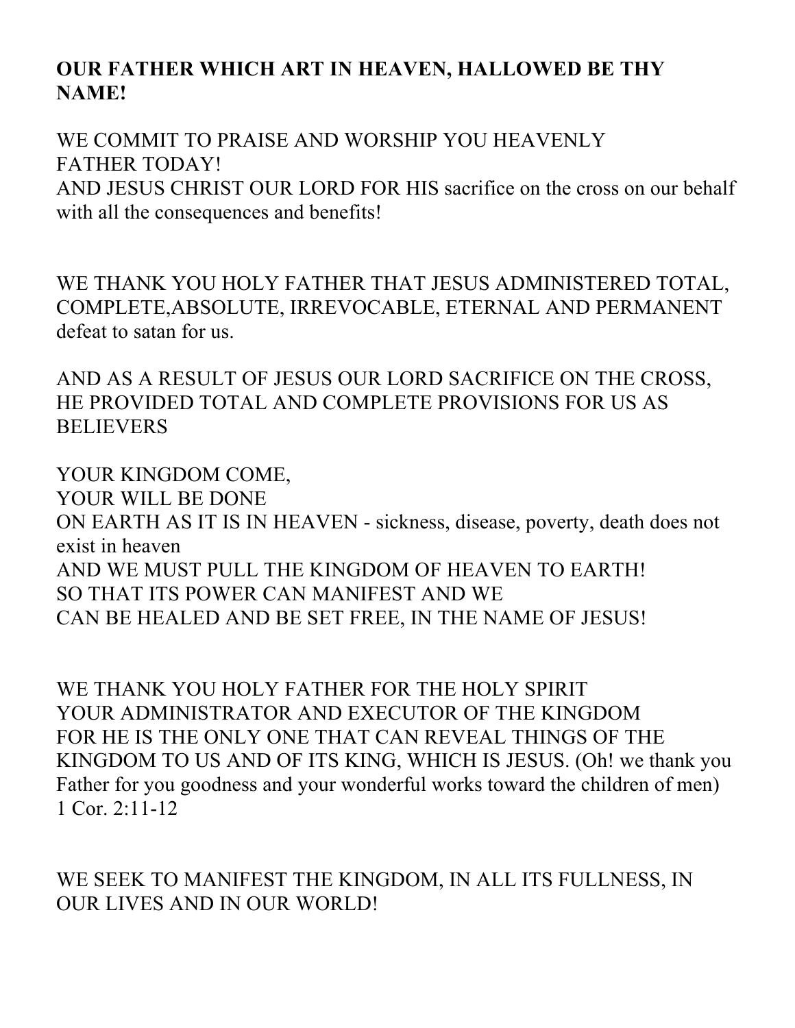**OUR FATHER WHICH ART IN HEAVEN, HALLOWED BE THY NAME!**

WE COMMIT TO PRAISE AND WORSHIP YOU HEAVENLY FATHER TODAY!
AND JESUS CHRIST OUR LORD FOR HIS sacrifice on the cross on our behalf with all the consequences and benefits!

WE THANK YOU HOLY FATHER THAT JESUS ADMINISTERED TOTAL, COMPLETE,ABSOLUTE, IRREVOCABLE, ETERNAL AND PERMANENT defeat to satan for us.

AND AS A RESULT OF JESUS OUR LORD SACRIFICE ON THE CROSS, HE PROVIDED TOTAL AND COMPLETE PROVISIONS FOR US AS BELIEVERS

YOUR KINGDOM COME,
YOUR WILL BE DONE
ON EARTH AS IT IS IN HEAVEN - sickness, disease, poverty, death does not exist in heaven
AND WE MUST PULL THE KINGDOM OF HEAVEN TO EARTH!
SO THAT ITS POWER CAN MANIFEST AND WE
CAN BE HEALED AND BE SET FREE, IN THE NAME OF JESUS!

WE THANK YOU HOLY FATHER FOR THE HOLY SPIRIT
YOUR ADMINISTRATOR AND EXECUTOR OF THE KINGDOM
FOR HE IS THE ONLY ONE THAT CAN REVEAL THINGS OF THE KINGDOM TO US AND OF ITS KING, WHICH IS JESUS. (Oh! we thank you Father for you goodness and your wonderful works toward the children of men) 1 Cor. 2:11-12

WE SEEK TO MANIFEST THE KINGDOM, IN ALL ITS FULLNESS, IN OUR LIVES AND IN OUR WORLD!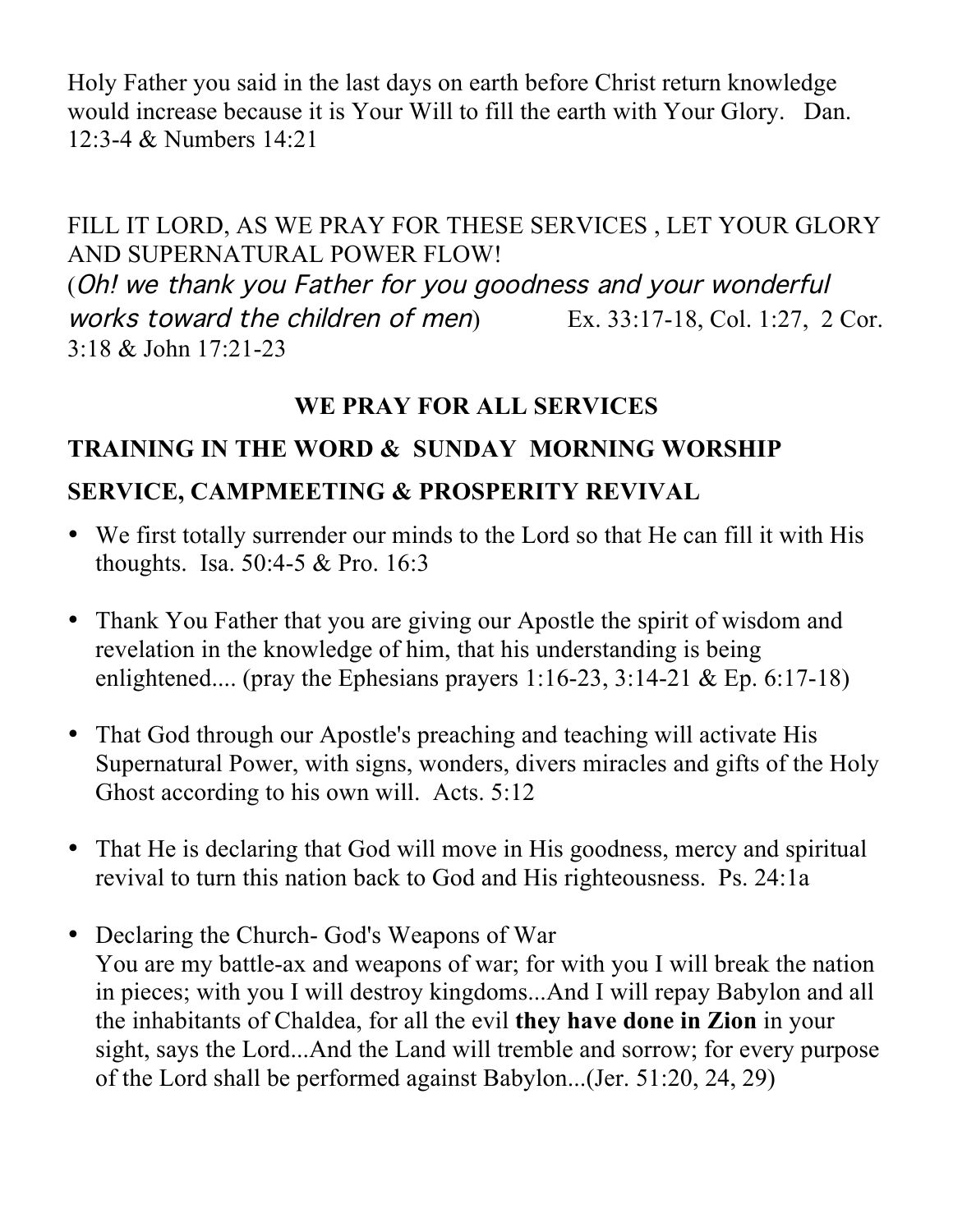Holy Father you said in the last days on earth before Christ return knowledge would increase because it is Your Will to fill the earth with Your Glory. Dan. 12:3-4 & Numbers 14:21

FILL IT LORD, AS WE PRAY FOR THESE SERVICES , LET YOUR GLORY AND SUPERNATURAL POWER FLOW!
(*Oh! we thank you Father for you goodness and your wonderful works toward the children of men*) Ex. 33:17-18, Col. 1:27, 2 Cor. 3:18 & John 17:21-23

**WE PRAY FOR ALL SERVICES**

**TRAINING IN THE WORD & SUNDAY MORNING WORSHIP SERVICE, CAMPMEETING & PROSPERITY REVIVAL**

- We first totally surrender our minds to the Lord so that He can fill it with His thoughts. Isa. 50:4-5 & Pro. 16:3
- Thank You Father that you are giving our Apostle the spirit of wisdom and revelation in the knowledge of him, that his understanding is being enlightened.... (pray the Ephesians prayers 1:16-23, 3:14-21 & Ep. 6:17-18)
- That God through our Apostle's preaching and teaching will activate His Supernatural Power, with signs, wonders, divers miracles and gifts of the Holy Ghost according to his own will. Acts. 5:12
- That He is declaring that God will move in His goodness, mercy and spiritual revival to turn this nation back to God and His righteousness. Ps. 24:1a
- Declaring the Church- God's Weapons of War
  You are my battle-ax and weapons of war; for with you I will break the nation in pieces; with you I will destroy kingdoms...And I will repay Babylon and all the inhabitants of Chaldea, for all the evil **they have done in Zion** in your sight, says the Lord...And the Land will tremble and sorrow; for every purpose of the Lord shall be performed against Babylon...(Jer. 51:20, 24, 29)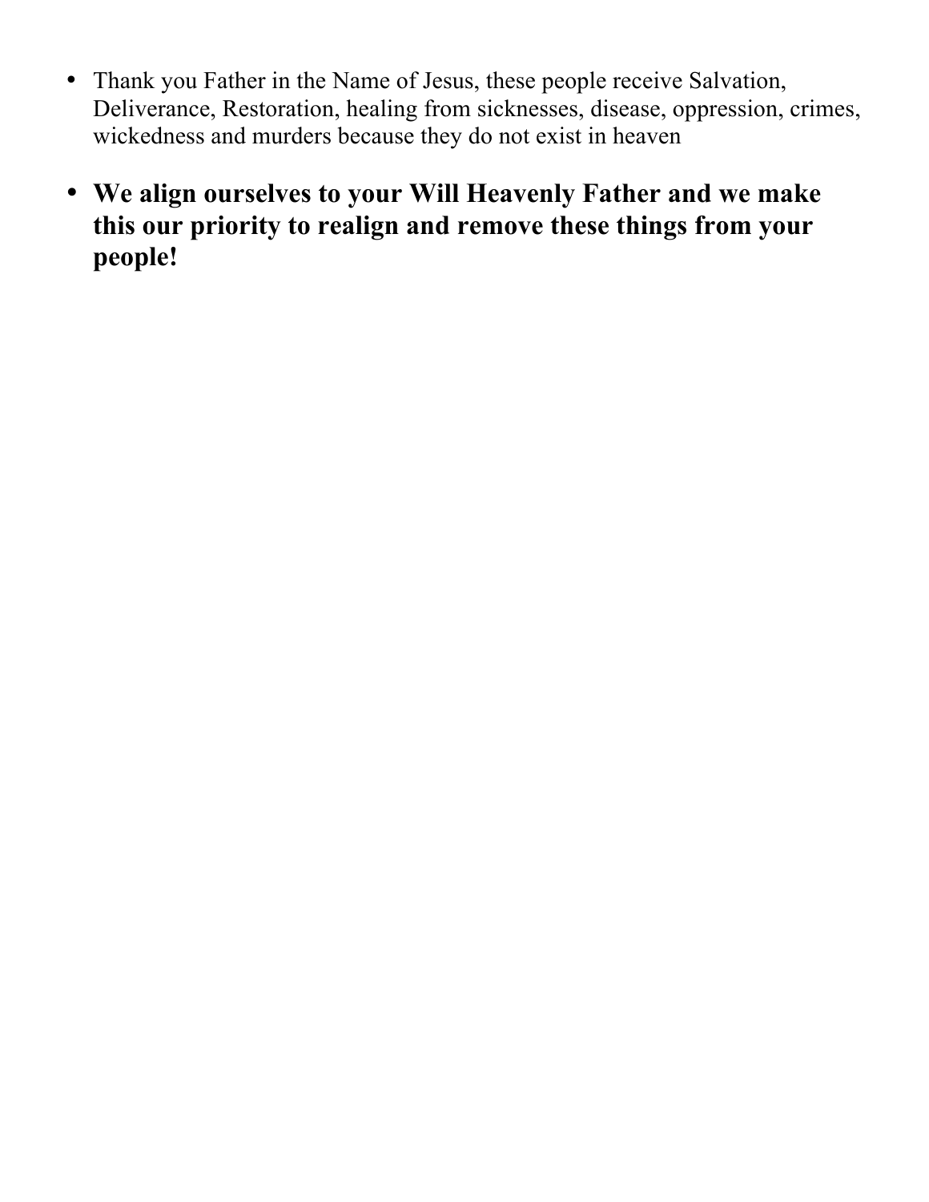- Thank you Father in the Name of Jesus, these people receive Salvation, Deliverance, Restoration, healing from sicknesses, disease, oppression, crimes, wickedness and murders because they do not exist in heaven

- **We align ourselves to your Will Heavenly Father and we make this our priority to realign and remove these things from your people!**